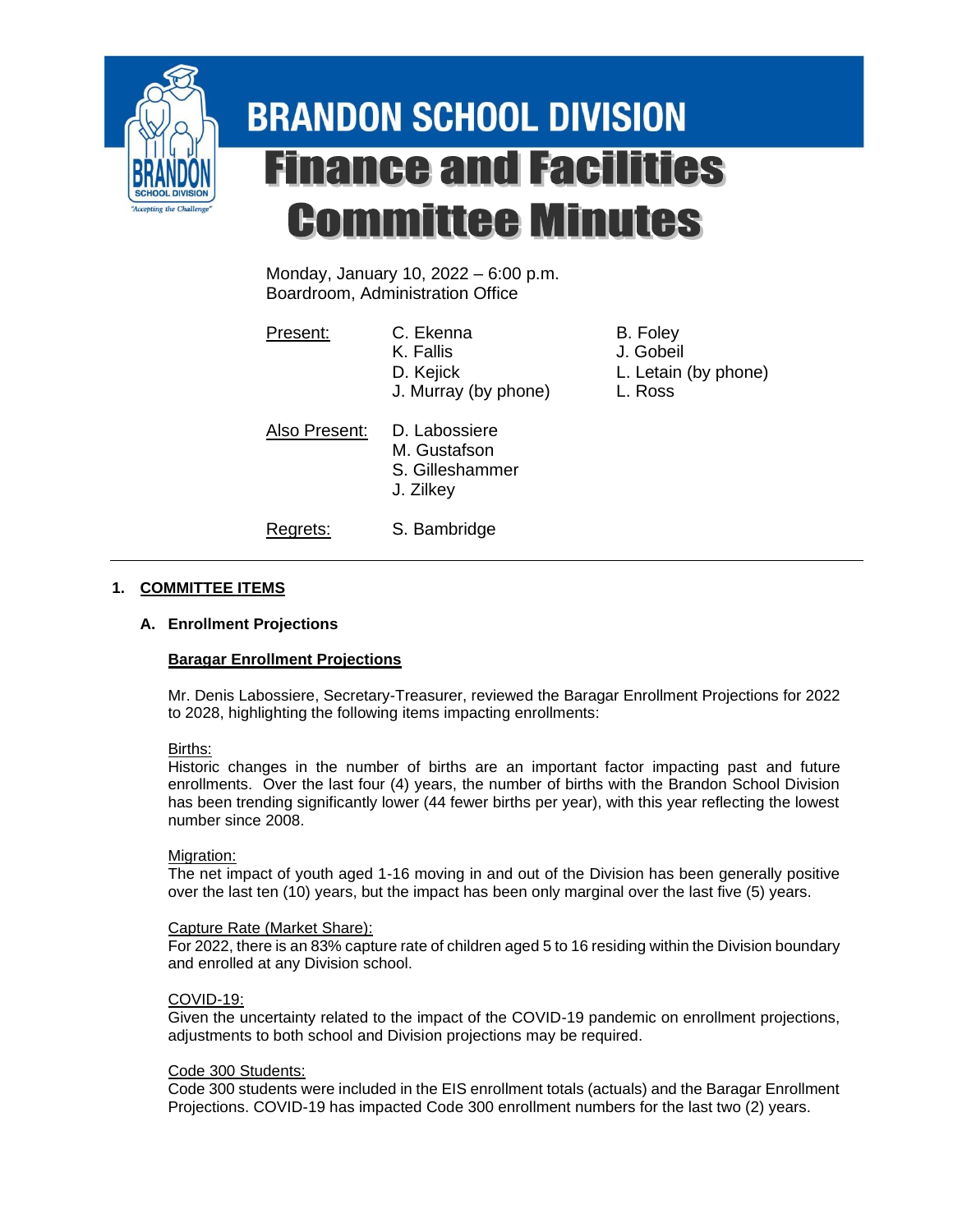# BRANDON SCHOOL DIVISION

# Finance and Facilities Committee Minutes

Monday, January 10, 2022 – 6:00 p.m.
Boardroom, Administration Office

| | | |
|---|---|---|
| Present: | C. Ekenna | B. Foley |
| | K. Fallis | J. Gobeil |
| | D. Kejick | L. Letain (by phone) |
| | J. Murray (by phone) | L. Ross |
| Also Present: | D. Labossiere | |
| | M. Gustafson | |
| | S. Gilleshammer | |
| | J. Zilkey | |
| Regrets: | S. Bambridge | |

---

## 1. COMMITTEE ITEMS

### A. Enrollment Projections

**Baragar Enrollment Projections**

Mr. Denis Labossiere, Secretary-Treasurer, reviewed the Baragar Enrollment Projections for 2022 to 2028, highlighting the following items impacting enrollments:

Births:
Historic changes in the number of births are an important factor impacting past and future enrollments. Over the last four (4) years, the number of births with the Brandon School Division has been trending significantly lower (44 fewer births per year), with this year reflecting the lowest number since 2008.

Migration:
The net impact of youth aged 1-16 moving in and out of the Division has been generally positive over the last ten (10) years, but the impact has been only marginal over the last five (5) years.

Capture Rate (Market Share):
For 2022, there is an 83% capture rate of children aged 5 to 16 residing within the Division boundary and enrolled at any Division school.

COVID-19:
Given the uncertainty related to the impact of the COVID-19 pandemic on enrollment projections, adjustments to both school and Division projections may be required.

Code 300 Students:
Code 300 students were included in the EIS enrollment totals (actuals) and the Baragar Enrollment Projections. COVID-19 has impacted Code 300 enrollment numbers for the last two (2) years.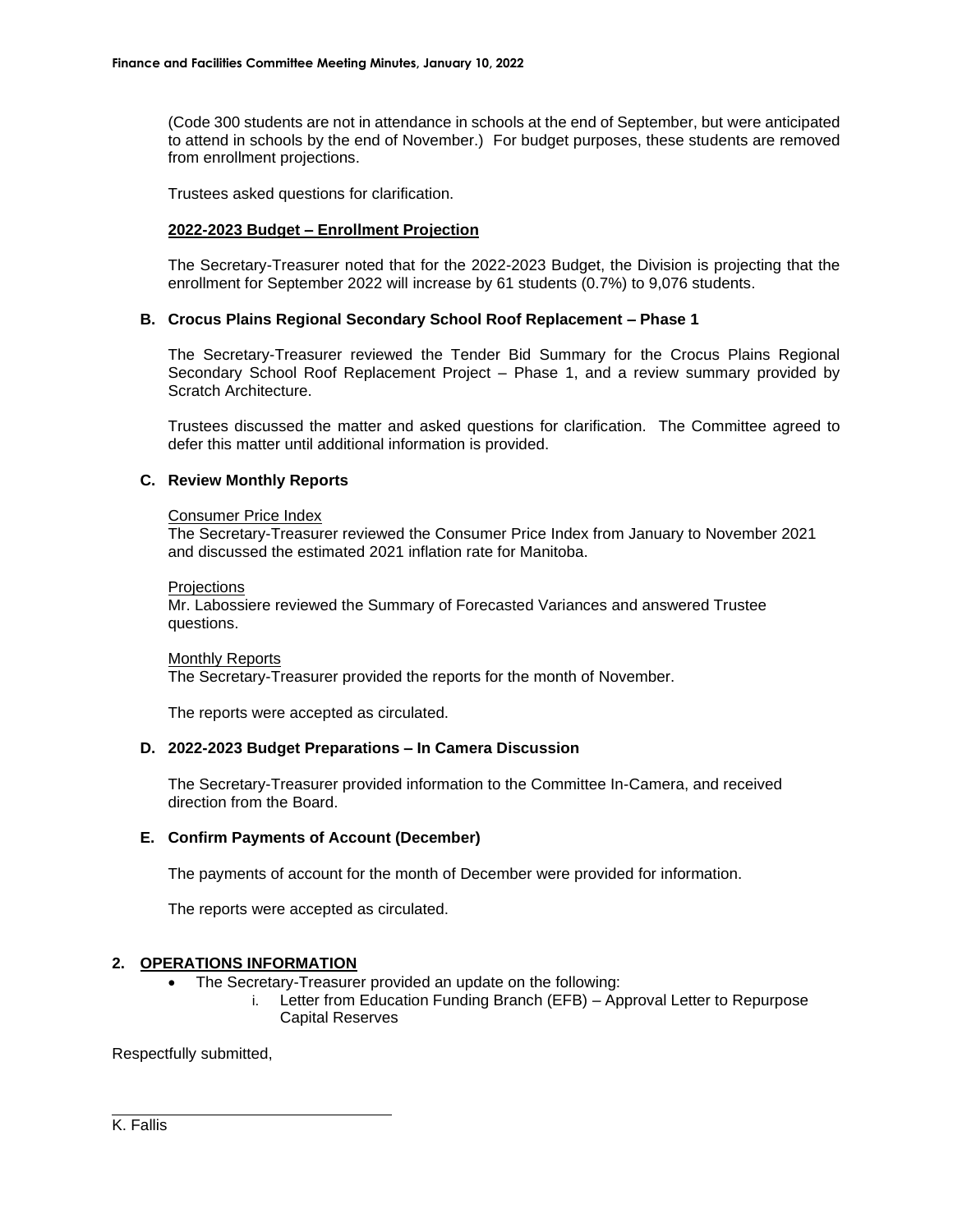(Code 300 students are not in attendance in schools at the end of September, but were anticipated to attend in schools by the end of November.) For budget purposes, these students are removed from enrollment projections.

Trustees asked questions for clarification.

**2022-2023 Budget – Enrollment Projection**

The Secretary-Treasurer noted that for the 2022-2023 Budget, the Division is projecting that the enrollment for September 2022 will increase by 61 students (0.7%) to 9,076 students.

### B. Crocus Plains Regional Secondary School Roof Replacement – Phase 1

The Secretary-Treasurer reviewed the Tender Bid Summary for the Crocus Plains Regional Secondary School Roof Replacement Project – Phase 1, and a review summary provided by Scratch Architecture.

Trustees discussed the matter and asked questions for clarification. The Committee agreed to defer this matter until additional information is provided.

### C. Review Monthly Reports

Consumer Price Index
The Secretary-Treasurer reviewed the Consumer Price Index from January to November 2021 and discussed the estimated 2021 inflation rate for Manitoba.

Projections
Mr. Labossiere reviewed the Summary of Forecasted Variances and answered Trustee questions.

Monthly Reports
The Secretary-Treasurer provided the reports for the month of November.

The reports were accepted as circulated.

### D. 2022-2023 Budget Preparations – In Camera Discussion

The Secretary-Treasurer provided information to the Committee In-Camera, and received direction from the Board.

### E. Confirm Payments of Account (December)

The payments of account for the month of December were provided for information.

The reports were accepted as circulated.

## 2. OPERATIONS INFORMATION

- The Secretary-Treasurer provided an update on the following:
  i. Letter from Education Funding Branch (EFB) – Approval Letter to Repurpose Capital Reserves

Respectfully submitted,

K. Fallis